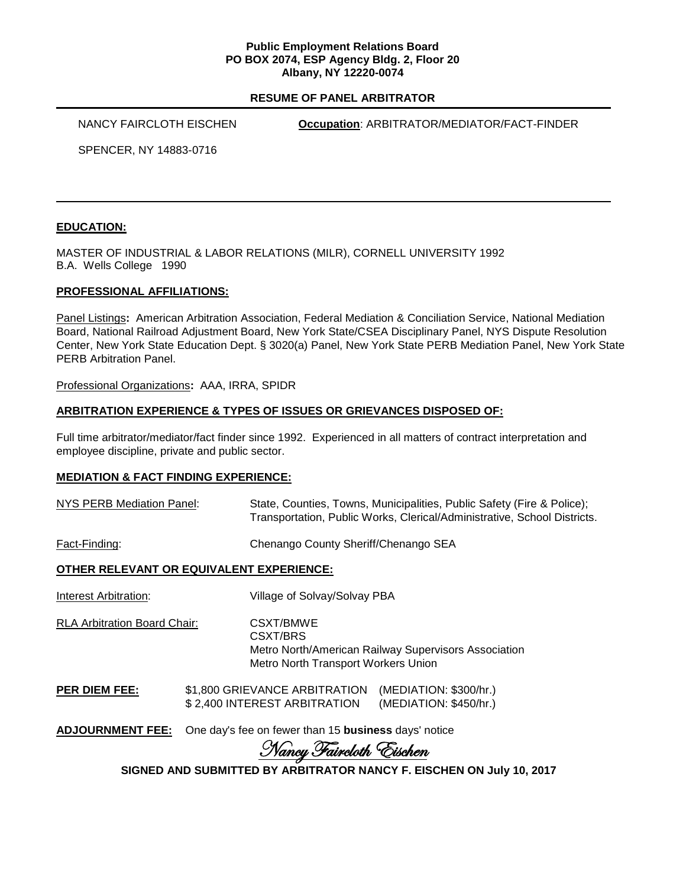**Public Employment Relations Board**
**PO BOX 2074, ESP Agency Bldg. 2, Floor 20**
**Albany, NY 12220-0074**

# RESUME OF PANEL ARBITRATOR

NANCY FAIRCLOTH EISCHEN **Occupation**: ARBITRATOR/MEDIATOR/FACT-FINDER

SPENCER, NY 14883-0716

---

## EDUCATION:

MASTER OF INDUSTRIAL & LABOR RELATIONS (MILR), CORNELL UNIVERSITY 1992
B.A. Wells College 1990

## PROFESSIONAL AFFILIATIONS:

Panel Listings**:** American Arbitration Association, Federal Mediation & Conciliation Service, National Mediation Board, National Railroad Adjustment Board, New York State/CSEA Disciplinary Panel, NYS Dispute Resolution Center, New York State Education Dept. § 3020(a) Panel, New York State PERB Mediation Panel, New York State PERB Arbitration Panel.

Professional Organizations**:** AAA, IRRA, SPIDR

## ARBITRATION EXPERIENCE & TYPES OF ISSUES OR GRIEVANCES DISPOSED OF:

Full time arbitrator/mediator/fact finder since 1992. Experienced in all matters of contract interpretation and employee discipline, private and public sector.

## MEDIATION & FACT FINDING EXPERIENCE:

NYS PERB Mediation Panel: State, Counties, Towns, Municipalities, Public Safety (Fire & Police); Transportation, Public Works, Clerical/Administrative, School Districts.

Fact-Finding: Chenango County Sheriff/Chenango SEA

## OTHER RELEVANT OR EQUIVALENT EXPERIENCE:

Interest Arbitration: Village of Solvay/Solvay PBA

RLA Arbitration Board Chair:
- CSXT/BMWE
- CSXT/BRS
- Metro North/American Railway Supervisors Association
- Metro North Transport Workers Union

**PER DIEM FEE:**

| | |
|---|---|
| $1,800 GRIEVANCE ARBITRATION | (MEDIATION: $300/hr.) |
| $ 2,400 INTEREST ARBITRATION | (MEDIATION: $450/hr.) |

**ADJOURNMENT FEE:** One day's fee on fewer than 15 **business** days' notice

*Nancy Faircloth Eischen*

**SIGNED AND SUBMITTED BY ARBITRATOR NANCY F. EISCHEN ON July 10, 2017**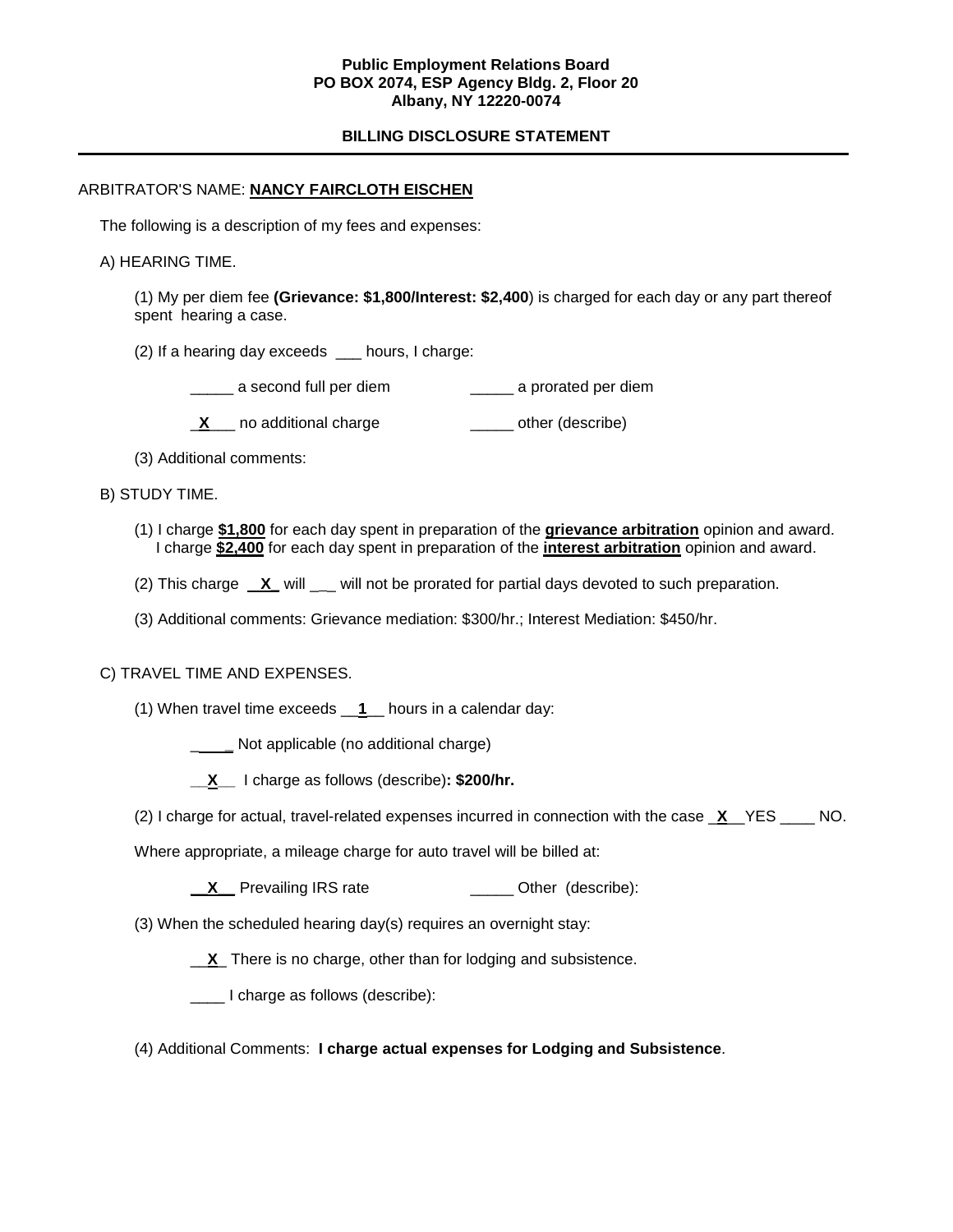**Public Employment Relations Board**
**PO BOX 2074, ESP Agency Bldg. 2, Floor 20**
**Albany, NY 12220-0074**

## BILLING DISCLOSURE STATEMENT

---

ARBITRATOR'S NAME: **NANCY FAIRCLOTH EISCHEN**

The following is a description of my fees and expenses:

A) HEARING TIME.

(1) My per diem fee **(Grievance: $1,800/Interest: $2,400**) is charged for each day or any part thereof spent hearing a case.

(2) If a hearing day exceeds ___ hours, I charge:

_____ a second full per diem _____ a prorated per diem

\_**X**\_\_\_ no additional charge _____ other (describe)

(3) Additional comments:

B) STUDY TIME.

(1) I charge **$1,800** for each day spent in preparation of the **grievance arbitration** opinion and award. I charge **$2,400** for each day spent in preparation of the **interest arbitration** opinion and award.

(2) This charge \_\_**X**\_ will ___ will not be prorated for partial days devoted to such preparation.

(3) Additional comments: Grievance mediation: $300/hr.; Interest Mediation: $450/hr.

C) TRAVEL TIME AND EXPENSES.

(1) When travel time exceeds \_\_**1**\_\_ hours in a calendar day:

_____ Not applicable (no additional charge)

\_\_**X**\_\_ I charge as follows (describe)**: $200/hr.**

(2) I charge for actual, travel-related expenses incurred in connection with the case \_**X**\_\_YES ____ NO.

Where appropriate, a mileage charge for auto travel will be billed at:

\_\_**X**\_\_ Prevailing IRS rate _____ Other (describe):

(3) When the scheduled hearing day(s) requires an overnight stay:

\_\_**X**\_ There is no charge, other than for lodging and subsistence.

____ I charge as follows (describe):

(4) Additional Comments: **I charge actual expenses for Lodging and Subsistence**.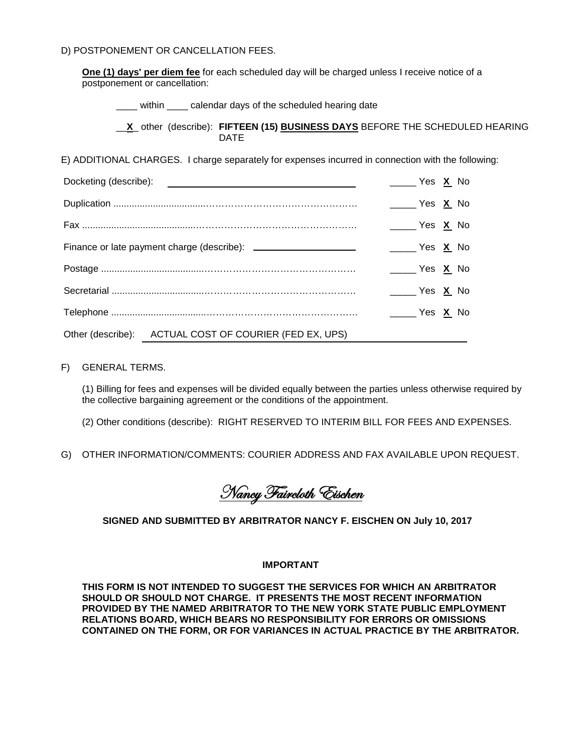D) POSTPONEMENT OR CANCELLATION FEES.

**One (1) days' per diem fee** for each scheduled day will be charged unless I receive notice of a postponement or cancellation:

____ within ____ calendar days of the scheduled hearing date

__**X**_ other (describe): **FIFTEEN (15) BUSINESS DAYS** BEFORE THE SCHEDULED HEARING DATE

E) ADDITIONAL CHARGES. I charge separately for expenses incurred in connection with the following:

| | |
|---|---|
| Docketing (describe): ____________________ | _____ Yes **X** No |
| Duplication .................................................... | _____ Yes **X** No |
| Fax .................................................................. | _____ Yes **X** No |
| Finance or late payment charge (describe): ____________ | _____ Yes **X** No |
| Postage ............................................................ | _____ Yes **X** No |
| Secretarial ........................................................ | _____ Yes **X** No |
| Telephone ......................................................... | _____ Yes **X** No |
| Other (describe): ACTUAL COST OF COURIER (FED EX, UPS) | |

F) GENERAL TERMS.

(1) Billing for fees and expenses will be divided equally between the parties unless otherwise required by the collective bargaining agreement or the conditions of the appointment.

(2) Other conditions (describe): RIGHT RESERVED TO INTERIM BILL FOR FEES AND EXPENSES.

G) OTHER INFORMATION/COMMENTS: COURIER ADDRESS AND FAX AVAILABLE UPON REQUEST.

*Nancy Faircloth Eischen*

**SIGNED AND SUBMITTED BY ARBITRATOR NANCY F. EISCHEN ON July 10, 2017**

**IMPORTANT**

**THIS FORM IS NOT INTENDED TO SUGGEST THE SERVICES FOR WHICH AN ARBITRATOR SHOULD OR SHOULD NOT CHARGE. IT PRESENTS THE MOST RECENT INFORMATION PROVIDED BY THE NAMED ARBITRATOR TO THE NEW YORK STATE PUBLIC EMPLOYMENT RELATIONS BOARD, WHICH BEARS NO RESPONSIBILITY FOR ERRORS OR OMISSIONS CONTAINED ON THE FORM, OR FOR VARIANCES IN ACTUAL PRACTICE BY THE ARBITRATOR.**